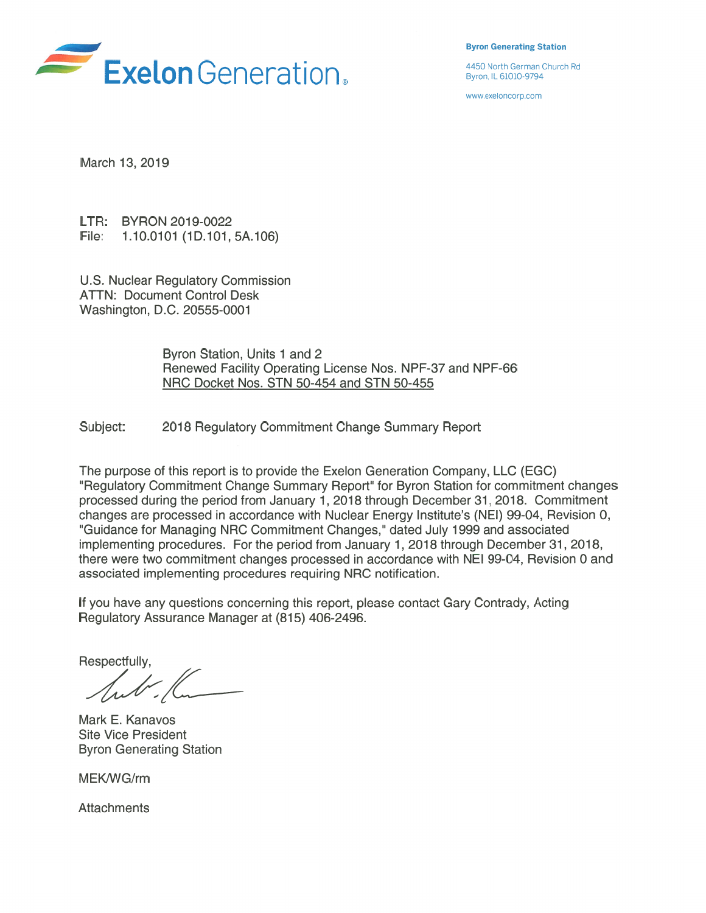Exelon Generation

**Byron Generating Station**

4450 North German Church Rd
Byron, IL 61010-9794

www.exeloncorp.com

March 13, 2019

LTR: BYRON 2019-0022
File: 1.10.0101 (1D.101, 5A.106)

U.S. Nuclear Regulatory Commission
ATTN: Document Control Desk
Washington, D.C. 20555-0001

Byron Station, Units 1 and 2
Renewed Facility Operating License Nos. NPF-37 and NPF-66
NRC Docket Nos. STN 50-454 and STN 50-455

Subject: 2018 Regulatory Commitment Change Summary Report

The purpose of this report is to provide the Exelon Generation Company, LLC (EGC) "Regulatory Commitment Change Summary Report" for Byron Station for commitment changes processed during the period from January 1, 2018 through December 31, 2018. Commitment changes are processed in accordance with Nuclear Energy Institute's (NEI) 99-04, Revision 0, "Guidance for Managing NRC Commitment Changes," dated July 1999 and associated implementing procedures. For the period from January 1, 2018 through December 31, 2018, there were two commitment changes processed in accordance with NEI 99-04, Revision 0 and associated implementing procedures requiring NRC notification.

If you have any questions concerning this report, please contact Gary Contrady, Acting Regulatory Assurance Manager at (815) 406-2496.

Respectfully,

Mark E. Kanavos
Site Vice President
Byron Generating Station

MEK/WG/rm

Attachments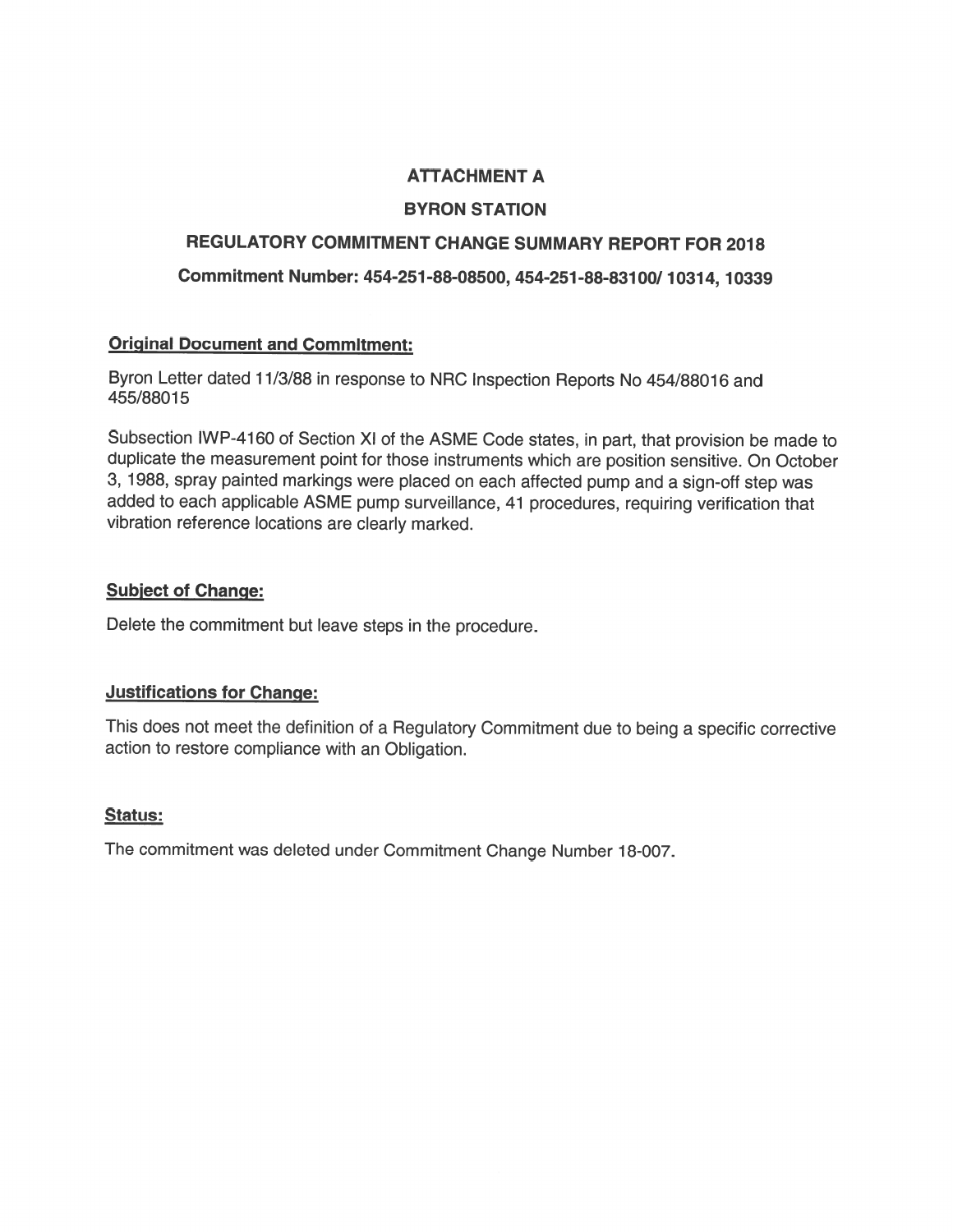# ATTACHMENT A

# BYRON STATION

## REGULATORY COMMITMENT CHANGE SUMMARY REPORT FOR 2018

### Commitment Number: 454-251-88-08500, 454-251-88-83100/ 10314, 10339

**Original Document and Commitment:**

Byron Letter dated 11/3/88 in response to NRC Inspection Reports No 454/88016 and 455/88015

Subsection IWP-4160 of Section XI of the ASME Code states, in part, that provision be made to duplicate the measurement point for those instruments which are position sensitive. On October 3, 1988, spray painted markings were placed on each affected pump and a sign-off step was added to each applicable ASME pump surveillance, 41 procedures, requiring verification that vibration reference locations are clearly marked.

**Subject of Change:**

Delete the commitment but leave steps in the procedure.

**Justifications for Change:**

This does not meet the definition of a Regulatory Commitment due to being a specific corrective action to restore compliance with an Obligation.

**Status:**

The commitment was deleted under Commitment Change Number 18-007.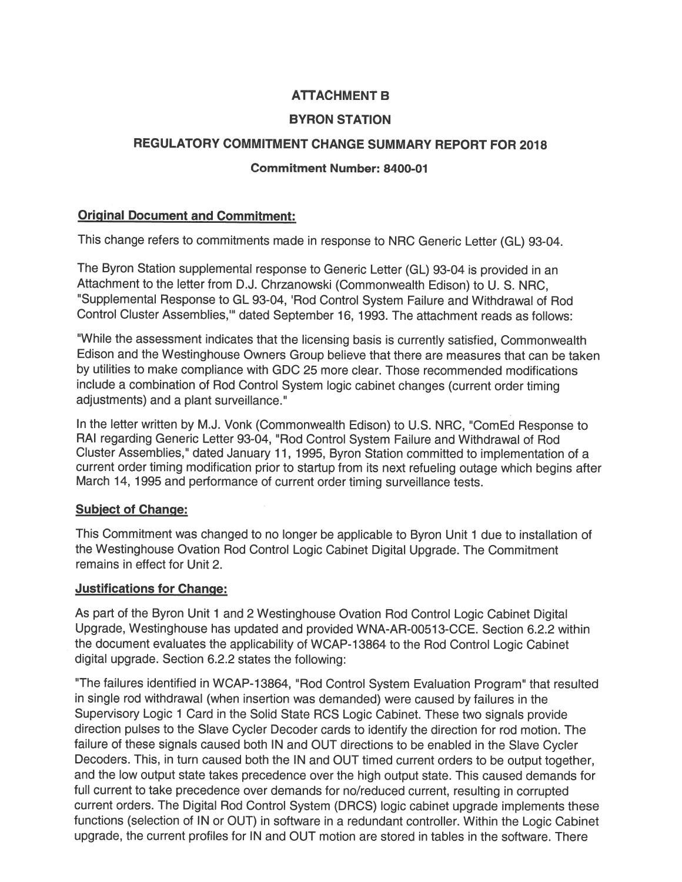# ATTACHMENT B

# BYRON STATION

## REGULATORY COMMITMENT CHANGE SUMMARY REPORT FOR 2018

### Commitment Number: 8400-01

**Original Document and Commitment:**

This change refers to commitments made in response to NRC Generic Letter (GL) 93-04.

The Byron Station supplemental response to Generic Letter (GL) 93-04 is provided in an Attachment to the letter from D.J. Chrzanowski (Commonwealth Edison) to U. S. NRC, "Supplemental Response to GL 93-04, 'Rod Control System Failure and Withdrawal of Rod Control Cluster Assemblies,'" dated September 16, 1993. The attachment reads as follows:

"While the assessment indicates that the licensing basis is currently satisfied, Commonwealth Edison and the Westinghouse Owners Group believe that there are measures that can be taken by utilities to make compliance with GDC 25 more clear. Those recommended modifications include a combination of Rod Control System logic cabinet changes (current order timing adjustments) and a plant surveillance."

In the letter written by M.J. Vonk (Commonwealth Edison) to U.S. NRC, "ComEd Response to RAI regarding Generic Letter 93-04, "Rod Control System Failure and Withdrawal of Rod Cluster Assemblies," dated January 11, 1995, Byron Station committed to implementation of a current order timing modification prior to startup from its next refueling outage which begins after March 14, 1995 and performance of current order timing surveillance tests.

**Subject of Change:**

This Commitment was changed to no longer be applicable to Byron Unit 1 due to installation of the Westinghouse Ovation Rod Control Logic Cabinet Digital Upgrade. The Commitment remains in effect for Unit 2.

**Justifications for Change:**

As part of the Byron Unit 1 and 2 Westinghouse Ovation Rod Control Logic Cabinet Digital Upgrade, Westinghouse has updated and provided WNA-AR-00513-CCE. Section 6.2.2 within the document evaluates the applicability of WCAP-13864 to the Rod Control Logic Cabinet digital upgrade. Section 6.2.2 states the following:

"The failures identified in WCAP-13864, "Rod Control System Evaluation Program" that resulted in single rod withdrawal (when insertion was demanded) were caused by failures in the Supervisory Logic 1 Card in the Solid State RCS Logic Cabinet. These two signals provide direction pulses to the Slave Cycler Decoder cards to identify the direction for rod motion. The failure of these signals caused both IN and OUT directions to be enabled in the Slave Cycler Decoders. This, in turn caused both the IN and OUT timed current orders to be output together, and the low output state takes precedence over the high output state. This caused demands for full current to take precedence over demands for no/reduced current, resulting in corrupted current orders. The Digital Rod Control System (DRCS) logic cabinet upgrade implements these functions (selection of IN or OUT) in software in a redundant controller. Within the Logic Cabinet upgrade, the current profiles for IN and OUT motion are stored in tables in the software. There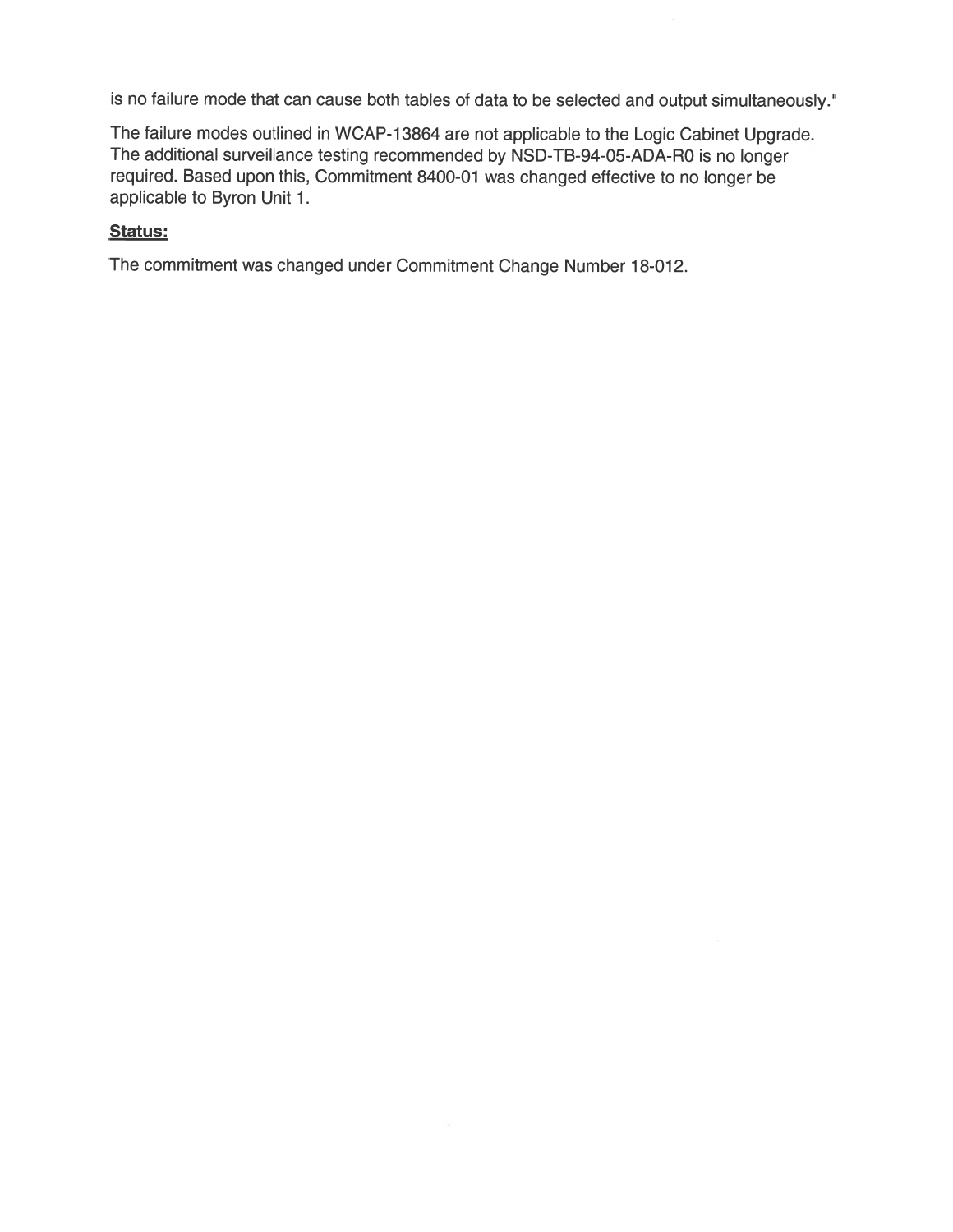is no failure mode that can cause both tables of data to be selected and output simultaneously."

The failure modes outlined in WCAP-13864 are not applicable to the Logic Cabinet Upgrade. The additional surveillance testing recommended by NSD-TB-94-05-ADA-R0 is no longer required. Based upon this, Commitment 8400-01 was changed effective to no longer be applicable to Byron Unit 1.

**Status:**

The commitment was changed under Commitment Change Number 18-012.